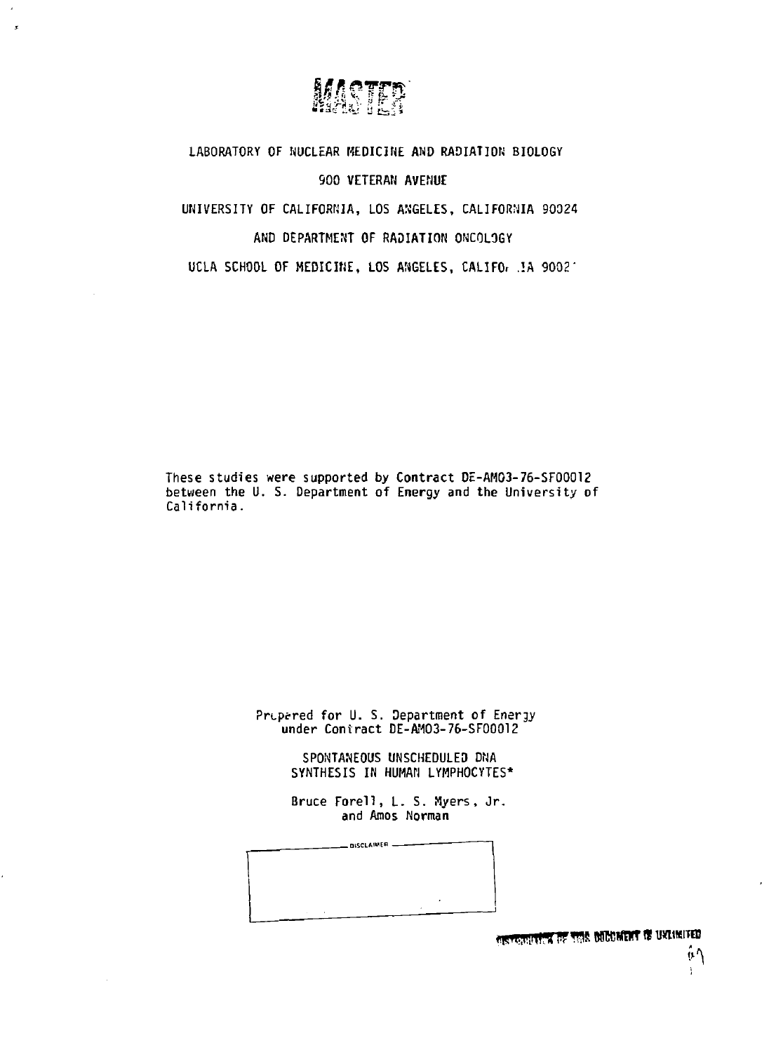MASTER

LABORATORY OF NUCLEAR MEDICINE AND RADIATION BIOLOGY

900 VETERAN AVENUE

UNIVERSITY OF CALIFORNIA, LOS ANGELES, CALIFORNIA 90024

AND DEPARTMENT OF RADIATION ONCOLOGY

UCLA SCHOOL OF MEDICINE, LOS ANGELES, CALIFORNIA 9002'

These studies were supported by Contract DE-AM03-76-SF00012 between the U. S. Department of Energy and the University of California.

Prepared for U. S. Department of Energy under Contract DE-AM03-76-SF00012

SPONTANEOUS UNSCHEDULED DNA SYNTHESIS IN HUMAN LYMPHOCYTES*

Bruce Forell, L. S. Myers, Jr. and Amos Norman

DISCLAIMER

DISTRIBUTION OF THIS DOCUMENT IS UNLIMITED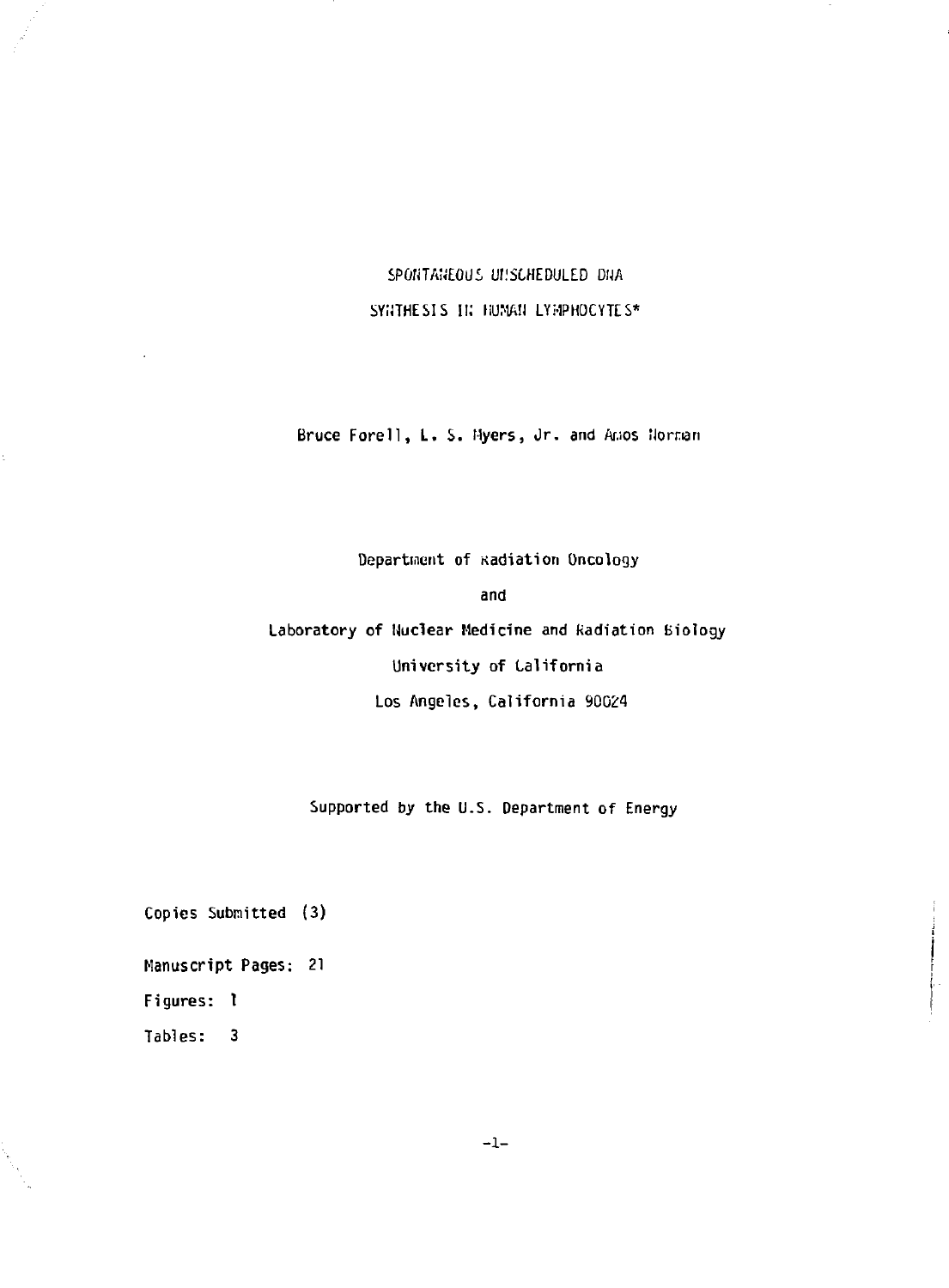# SPONTANEOUS UNSCHEDULED DNA SYNTHESIS IN HUMAN LYMPHOCYTES*

Bruce Forell, L. S. Myers, Jr. and Amos Norman

Department of Radiation Oncology

and

Laboratory of Nuclear Medicine and Radiation Biology

University of California

Los Angeles, California 90024

Supported by the U.S. Department of Energy

Copies Submitted (3)

Manuscript Pages: 21

Figures: 1

Tables: 3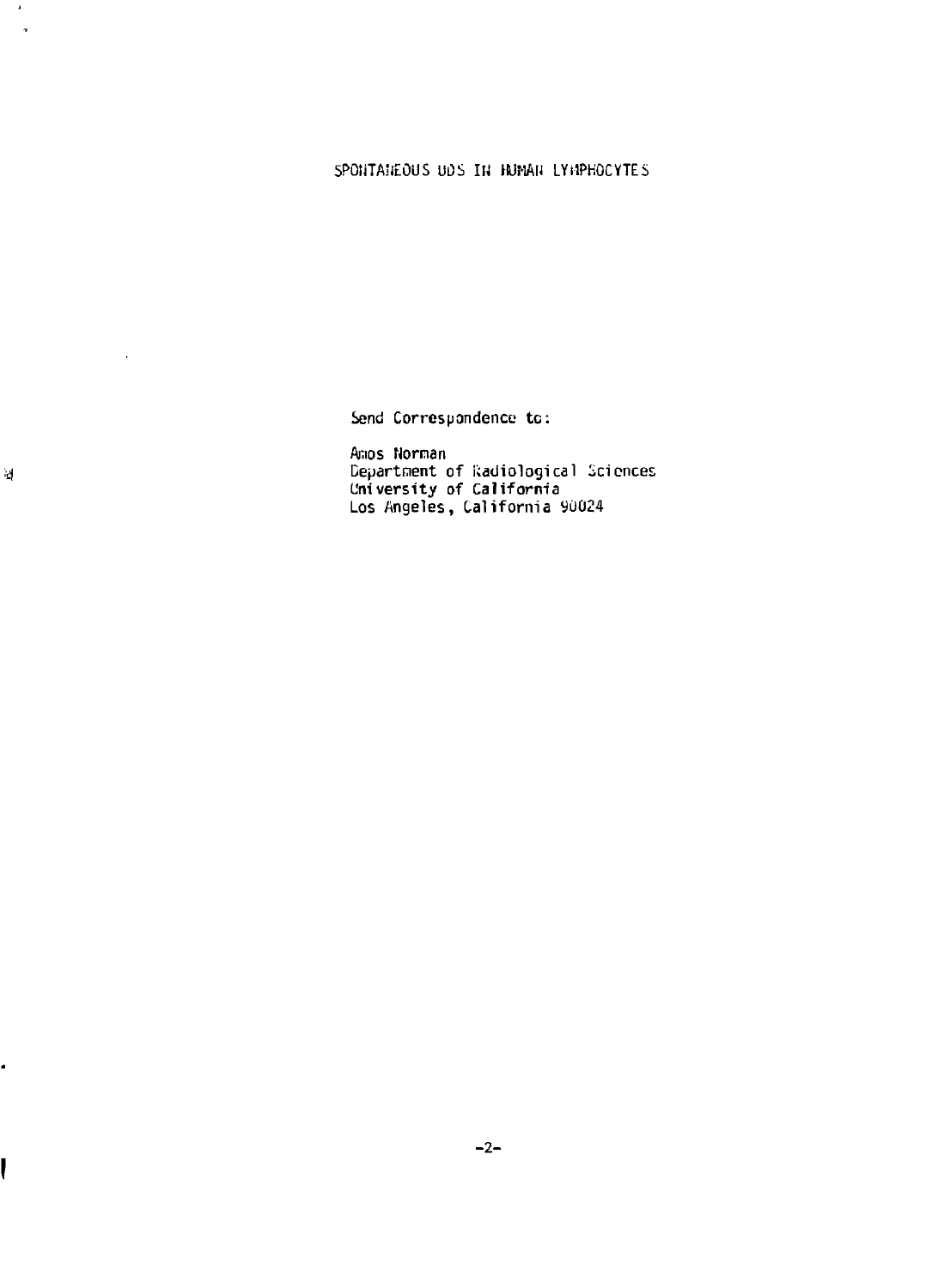SPONTANEOUS UDS IN HUMAN LYMPHOCYTES

Send Correspondence to:

Amos Norman
Department of Radiological Sciences
University of California
Los Angeles, California 90024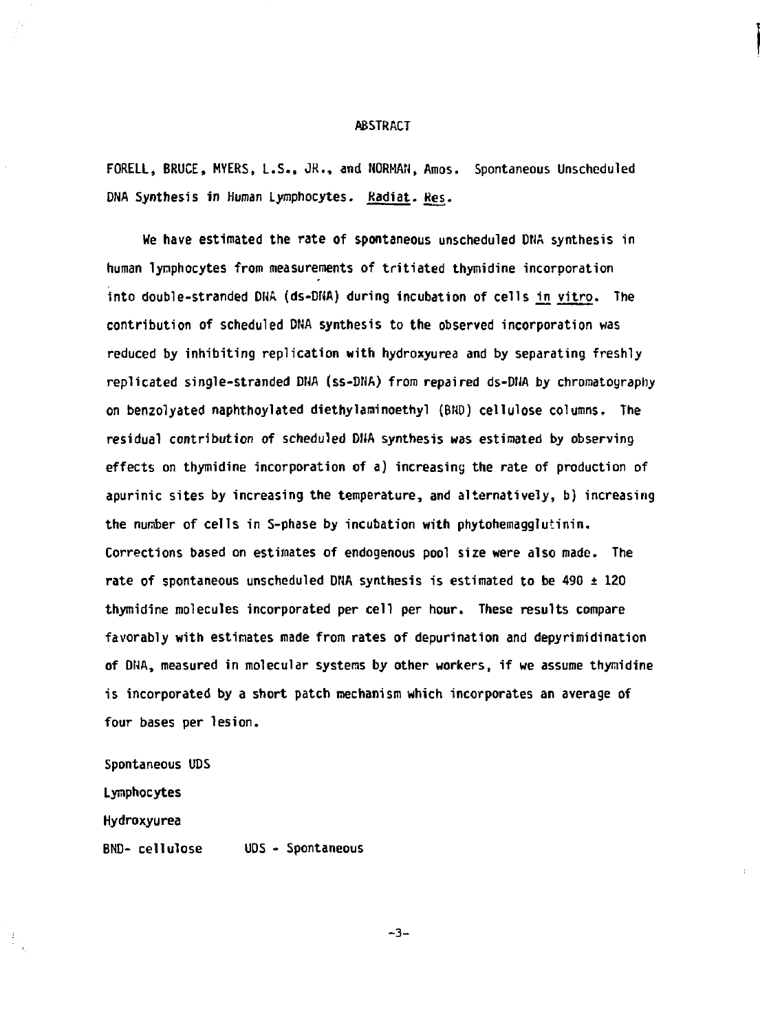# ABSTRACT

FORELL, BRUCE, MYERS, L.S., JR., and NORMAN, Amos. Spontaneous Unscheduled DNA Synthesis in Human Lymphocytes. Radiat. Res.

We have estimated the rate of spontaneous unscheduled DNA synthesis in human lymphocytes from measurements of tritiated thymidine incorporation into double-stranded DNA (ds-DNA) during incubation of cells *in vitro*. The contribution of scheduled DNA synthesis to the observed incorporation was reduced by inhibiting replication with hydroxyurea and by separating freshly replicated single-stranded DNA (ss-DNA) from repaired ds-DNA by chromatography on benzolyated naphthoylated diethylaminoethyl (BND) cellulose columns. The residual contribution of scheduled DNA synthesis was estimated by observing effects on thymidine incorporation of a) increasing the rate of production of apurinic sites by increasing the temperature, and alternatively, b) increasing the number of cells in S-phase by incubation with phytohemagglutinin. Corrections based on estimates of endogenous pool size were also made. The rate of spontaneous unscheduled DNA synthesis is estimated to be 490 ± 120 thymidine molecules incorporated per cell per hour. These results compare favorably with estimates made from rates of depurination and depyrimidination of DNA, measured in molecular systems by other workers, if we assume thymidine is incorporated by a short patch mechanism which incorporates an average of four bases per lesion.

Spontaneous UDS

Lymphocytes

Hydroxyurea

BND- cellulose UDS - Spontaneous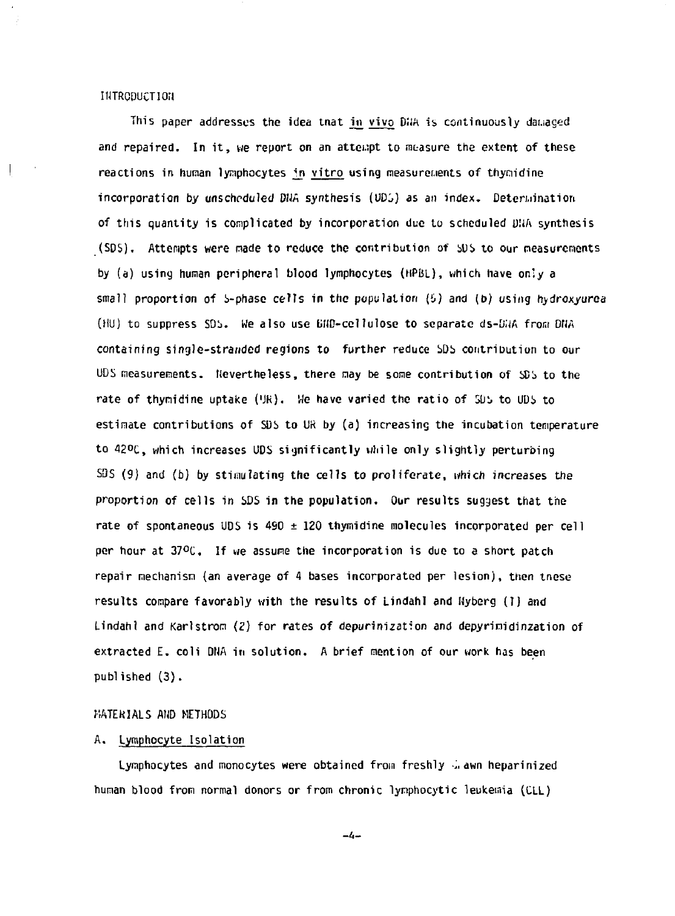## INTRODUCTION

This paper addresses the idea that *in vivo* DNA is continuously damaged and repaired. In it, we report on an attempt to measure the extent of these reactions in human lymphocytes *in vitro* using measurements of thymidine incorporation by unscheduled DNA synthesis (UDS) as an index. Determination of this quantity is complicated by incorporation due to scheduled DNA synthesis (SDS). Attempts were made to reduce the contribution of SDS to our measurements by (a) using human peripheral blood lymphocytes (HPBL), which have only a small proportion of S-phase cells in the population (5) and (b) using hydroxyurea (HU) to suppress SDS. We also use BND-cellulose to separate ds-DNA from DNA containing single-stranded regions to further reduce SDS contribution to our UDS measurements. Nevertheless, there may be some contribution of SDS to the rate of thymidine uptake (UR). We have varied the ratio of SDS to UDS to estimate contributions of SDS to UR by (a) increasing the incubation temperature to 42°C, which increases UDS significantly while only slightly perturbing SDS (9) and (b) by stimulating the cells to proliferate, which increases the proportion of cells in SDS in the population. Our results suggest that the rate of spontaneous UDS is 490 ± 120 thymidine molecules incorporated per cell per hour at 37°C. If we assume the incorporation is due to a short patch repair mechanism (an average of 4 bases incorporated per lesion), then these results compare favorably with the results of Lindahl and Nyberg (1) and Lindahl and Karlstrom (2) for rates of depurinization and depyrimidinzation of extracted E. coli DNA in solution. A brief mention of our work has been published (3).

## MATERIALS AND METHODS

### A. Lymphocyte Isolation

Lymphocytes and monocytes were obtained from freshly drawn heparinized human blood from normal donors or from chronic lymphocytic leukemia (CLL)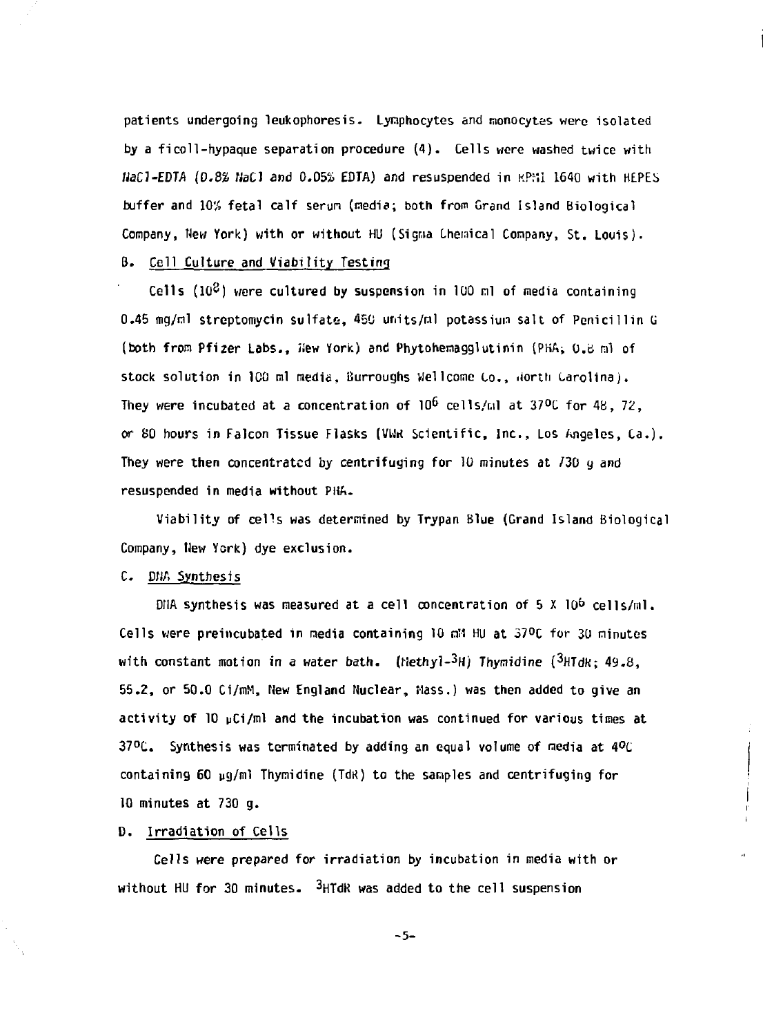patients undergoing leukophoresis. Lymphocytes and monocytes were isolated by a ficoll-hypaque separation procedure (4). Cells were washed twice with NaCl-EDTA (0.8% NaCl and 0.05% EDTA) and resuspended in RPMI 1640 with HEPES buffer and 10% fetal calf serum (media; both from Grand Island Biological Company, New York) with or without HU (Sigma Chemical Company, St. Louis).

### B. Cell Culture and Viability Testing

Cells ($10^8$) were cultured by suspension in 100 ml of media containing 0.45 mg/ml streptomycin sulfate, 450 units/ml potassium salt of Penicillin G (both from Pfizer Labs., New York) and Phytohemagglutinin (PHA; 0.8 ml of stock solution in 100 ml media, Burroughs Wellcome Co., North Carolina). They were incubated at a concentration of $10^6$ cells/ml at 37°C for 48, 72, or 80 hours in Falcon Tissue Flasks (VWR Scientific, Inc., Los Angeles, Ca.). They were then concentrated by centrifuging for 10 minutes at 730 g and resuspended in media without PHA.

Viability of cells was determined by Trypan Blue (Grand Island Biological Company, New York) dye exclusion.

### C. DNA Synthesis

DNA synthesis was measured at a cell concentration of $5 \times 10^6$ cells/ml. Cells were preincubated in media containing 10 mM HU at 37°C for 30 minutes with constant motion in a water bath. *(Methyl-$^3$H) Thymidine* ($^3$HTdR; 49.8, 55.2, or 50.0 Ci/mM, New England Nuclear, Mass.) was then added to give an activity of 10 μCi/ml and the incubation was continued for various times at 37°C. Synthesis was terminated by adding an equal volume of media at 4°C containing 60 μg/ml Thymidine (TdR) to the samples and centrifuging for 10 minutes at 730 g.

### D. Irradiation of Cells

Cells were prepared for irradiation by incubation in media with or without HU for 30 minutes. $^3$HTdR was added to the cell suspension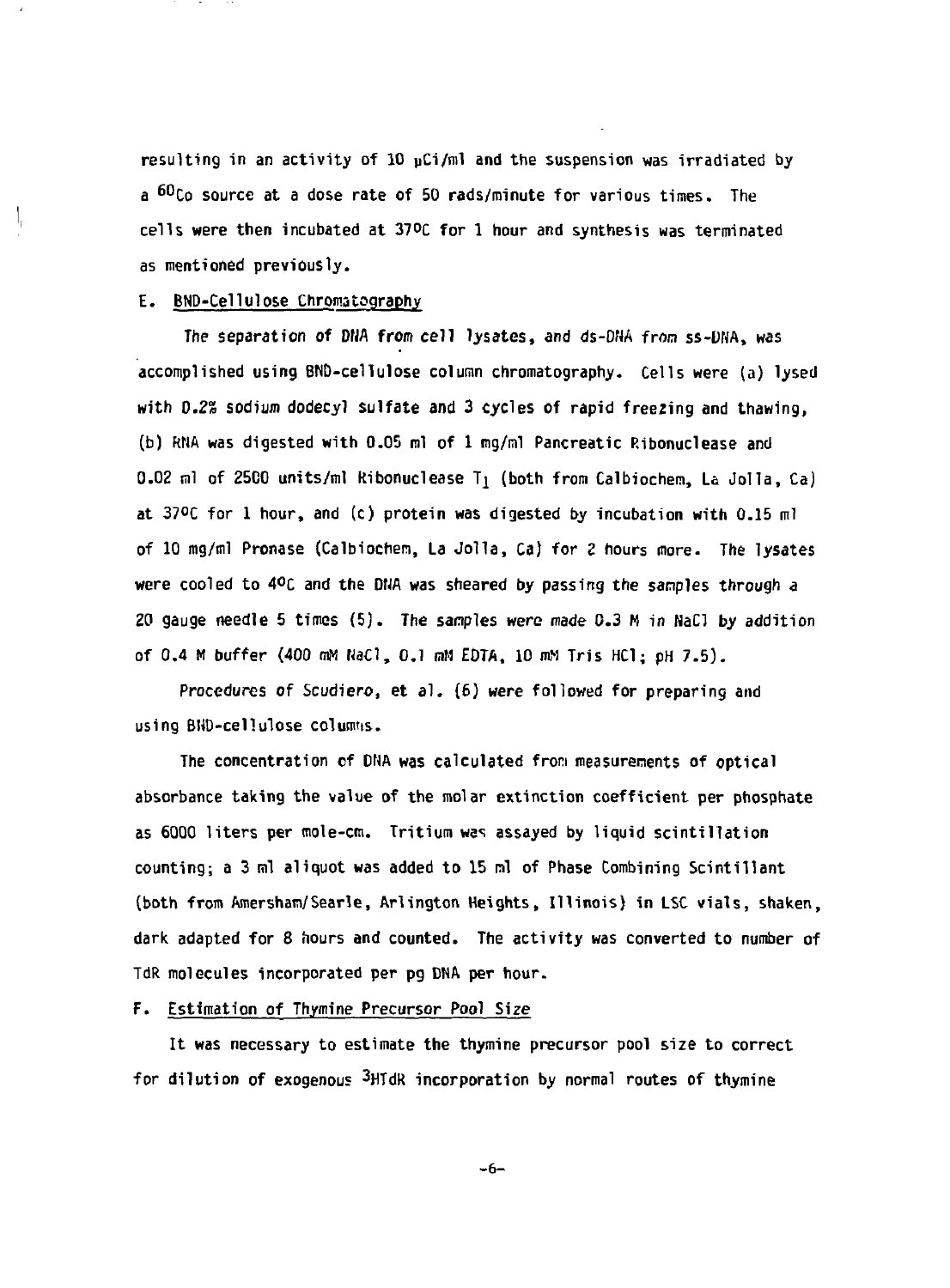resulting in an activity of 10 μCi/ml and the suspension was irradiated by a $^{60}Co$ source at a dose rate of 50 rads/minute for various times. The cells were then incubated at 37°C for 1 hour and synthesis was terminated as mentioned previously.

### E. BND-Cellulose Chromatography

The separation of DNA from cell lysates, and ds-DNA from ss-DNA, was accomplished using BND-cellulose column chromatography. Cells were (a) lysed with 0.2% sodium dodecyl sulfate and 3 cycles of rapid freezing and thawing, (b) RNA was digested with 0.05 ml of 1 mg/ml Pancreatic Ribonuclease and 0.02 ml of 2500 units/ml Ribonuclease $T_1$ (both from Calbiochem, La Jolla, Ca) at 37°C for 1 hour, and (c) protein was digested by incubation with 0.15 ml of 10 mg/ml Pronase (Calbiochem, La Jolla, Ca) for 2 hours more. The lysates were cooled to 4°C and the DNA was sheared by passing the samples through a 20 gauge needle 5 times (5). The samples were made 0.3 M in NaCl by addition of 0.4 M buffer (400 mM NaCl, 0.1 mM EDTA, 10 mM Tris HCl; pH 7.5).

Procedures of Scudiero, et al. (6) were followed for preparing and using BND-cellulose columns.

The concentration of DNA was calculated from measurements of optical absorbance taking the value of the molar extinction coefficient per phosphate as 6000 liters per mole-cm. Tritium was assayed by liquid scintillation counting; a 3 ml aliquot was added to 15 ml of Phase Combining Scintillant (both from Amersham/Searle, Arlington Heights, Illinois) in LSC vials, shaken, dark adapted for 8 hours and counted. The activity was converted to number of TdR molecules incorporated per pg DNA per hour.

### F. Estimation of Thymine Precursor Pool Size

It was necessary to estimate the thymine precursor pool size to correct for dilution of exogenous $^{3}$HTdR incorporation by normal routes of thymine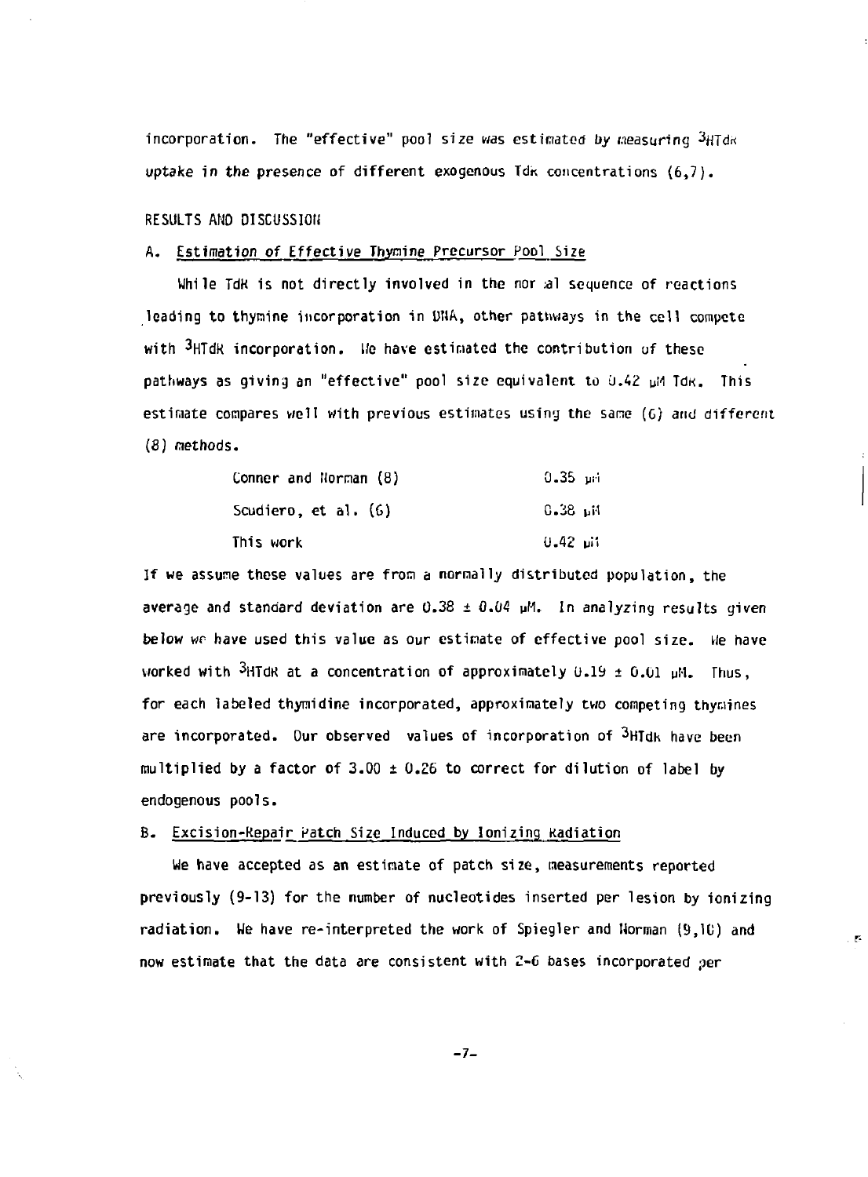incorporation. The "effective" pool size was estimated by measuring $^3$HTdR uptake in the presence of different exogenous TdR concentrations (6,7).

## RESULTS AND DISCUSSION

### A. Estimation of Effective Thymine Precursor Pool Size

While TdR is not directly involved in the normal sequence of reactions leading to thymine incorporation in DNA, other pathways in the cell compete with $^3$HTdR incorporation. We have estimated the contribution of these pathways as giving an "effective" pool size equivalent to 0.42 μM TdR. This estimate compares well with previous estimates using the same (6) and different (8) methods.

| | |
|---|---|
| Conner and Norman (8) | 0.35 μM |
| Scudiero, et al. (6) | 0.38 μM |
| This work | 0.42 μM |

If we assume these values are from a normally distributed population, the average and standard deviation are 0.38 ± 0.04 μM. In analyzing results given below we have used this value as our estimate of effective pool size. We have worked with $^3$HTdR at a concentration of approximately 0.19 ± 0.01 μM. Thus, for each labeled thymidine incorporated, approximately two competing thymines are incorporated. Our observed values of incorporation of $^3$HTdR have been multiplied by a factor of 3.00 ± 0.26 to correct for dilution of label by endogenous pools.

### B. Excision-Repair Patch Size Induced by Ionizing Radiation

We have accepted as an estimate of patch size, measurements reported previously (9-13) for the number of nucleotides inserted per lesion by ionizing radiation. We have re-interpreted the work of Spiegler and Norman (9,10) and now estimate that the data are consistent with 2-6 bases incorporated per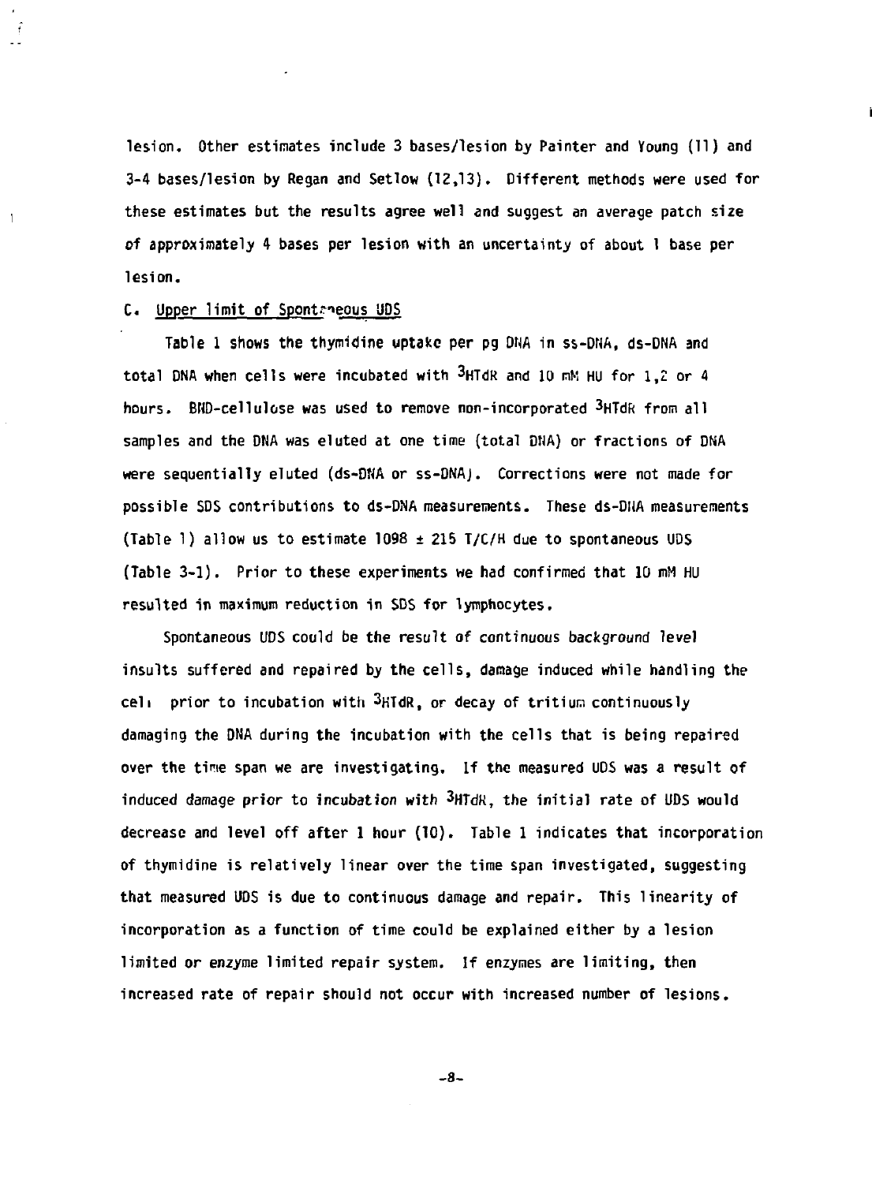lesion. Other estimates include 3 bases/lesion by Painter and Young (11) and 3-4 bases/lesion by Regan and Setlow (12,13). Different methods were used for these estimates but the results agree well and suggest an average patch size of approximately 4 bases per lesion with an uncertainty of about 1 base per lesion.

C. Upper limit of Spontaneous UDS

Table 1 shows the thymidine uptake per pg DNA in ss-DNA, ds-DNA and total DNA when cells were incubated with $^3$HTdR and 10 mM HU for 1,2 or 4 hours. BND-cellulose was used to remove non-incorporated $^3$HTdR from all samples and the DNA was eluted at one time (total DNA) or fractions of DNA were sequentially eluted (ds-DNA or ss-DNA). Corrections were not made for possible SDS contributions to ds-DNA measurements. These ds-DNA measurements (Table 1) allow us to estimate 1098 ± 215 T/C/H due to spontaneous UDS (Table 3-1). Prior to these experiments we had confirmed that 10 mM HU resulted in maximum reduction in SDS for lymphocytes.

Spontaneous UDS could be the result of continuous background level insults suffered and repaired by the cells, damage induced while handling the cell prior to incubation with $^3$HTdR, or decay of tritium continuously damaging the DNA during the incubation with the cells that is being repaired over the time span we are investigating. If the measured UDS was a result of induced damage prior to incubation with $^3$HTdR, the initial rate of UDS would decrease and level off after 1 hour (10). Table 1 indicates that incorporation of thymidine is relatively linear over the time span investigated, suggesting that measured UDS is due to continuous damage and repair. This linearity of incorporation as a function of time could be explained either by a lesion limited or enzyme limited repair system. If enzymes are limiting, then increased rate of repair should not occur with increased number of lesions.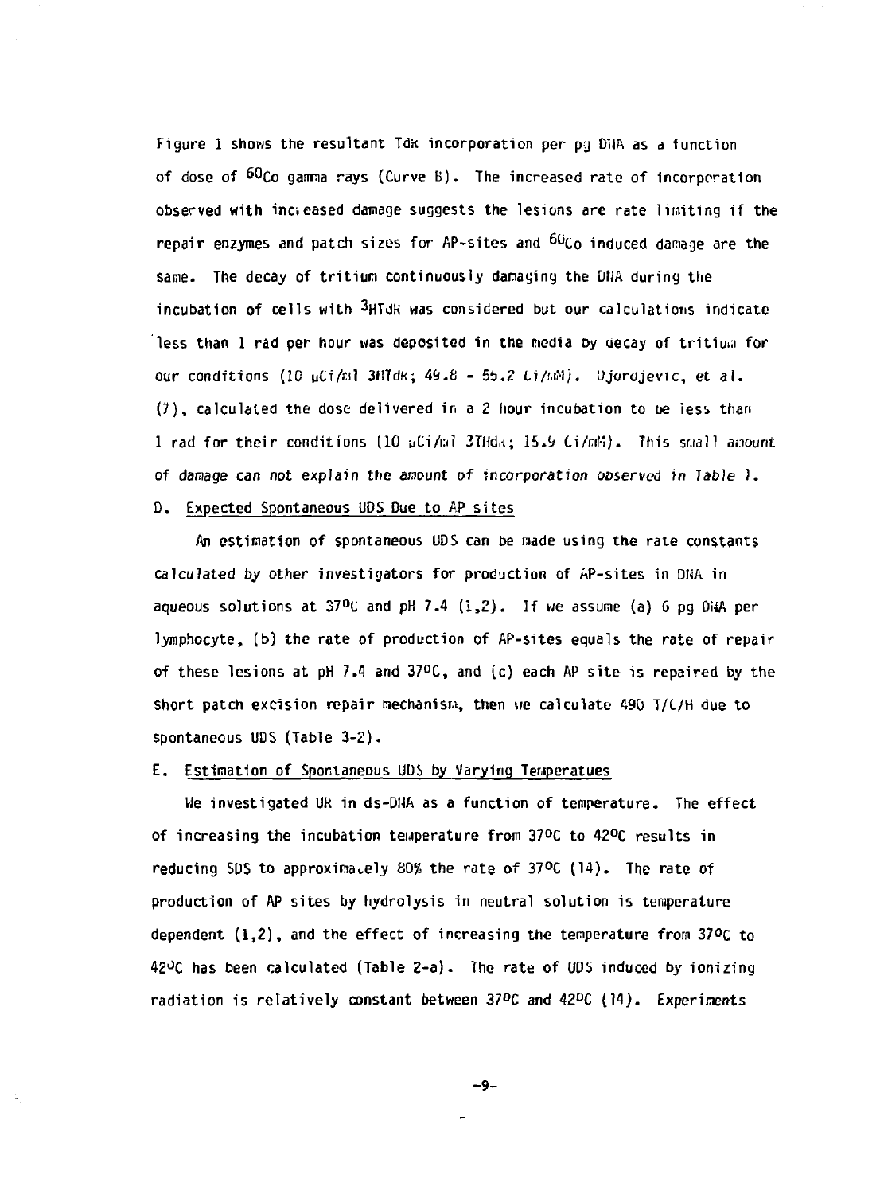Figure 1 shows the resultant TdK incorporation per pg DNA as a function of dose of $^{60}Co$ gamma rays (Curve B). The increased rate of incorporation observed with increased damage suggests the lesions are rate limiting if the repair enzymes and patch sizes for AP-sites and $^{60}Co$ induced damage are the same. The decay of tritium continuously damaging the DNA during the incubation of cells with $^{3}HTdR$ was considered but our calculations indicate less than 1 rad per hour was deposited in the media by decay of tritium for our conditions (10 μCi/ml 3HTdR; 49.8 - 55.2 Ci/mM). Djordjevic, et al. (7), calculated the dose delivered in a 2 hour incubation to be less than 1 rad for their conditions (10 μCi/ml 3THdR; 15.9 Ci/mM). This small amount of damage can not explain the amount of incorporation observed in Table 1.

D. Expected Spontaneous UDS Due to AP sites

An estimation of spontaneous UDS can be made using the rate constants calculated by other investigators for production of AP-sites in DNA in aqueous solutions at 37°C and pH 7.4 (1,2). If we assume (a) 6 pg DNA per lymphocyte, (b) the rate of production of AP-sites equals the rate of repair of these lesions at pH 7.4 and 37°C, and (c) each AP site is repaired by the short patch excision repair mechanism, then we calculate 490 T/C/H due to spontaneous UDS (Table 3-2).

E. Estimation of Spontaneous UDS by Varying Temperatues

We investigated UR in ds-DNA as a function of temperature. The effect of increasing the incubation temperature from 37°C to 42°C results in reducing SDS to approximately 80% the rate of 37°C (14). The rate of production of AP sites by hydrolysis in neutral solution is temperature dependent (1,2), and the effect of increasing the temperature from 37°C to 42°C has been calculated (Table 2-a). The rate of UDS induced by ionizing radiation is relatively constant between 37°C and 42°C (14). Experiments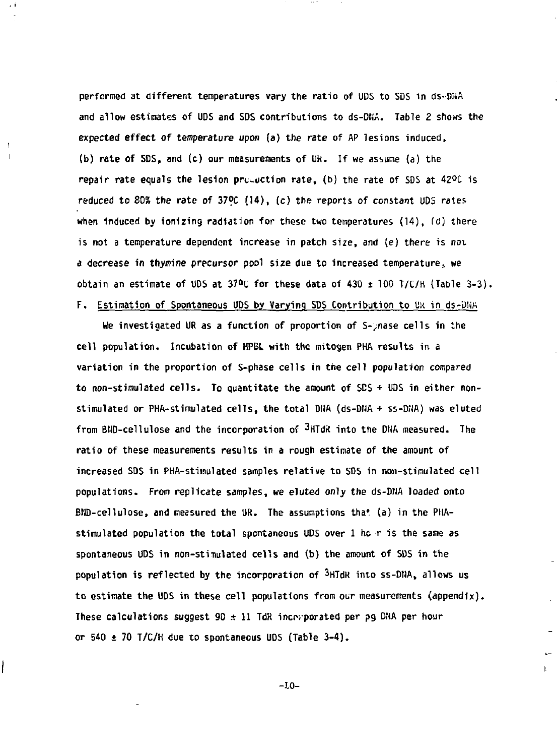performed at different temperatures vary the ratio of UDS to SDS in ds-DNA and allow estimates of UDS and SDS contributions to ds-DNA. Table 2 shows the expected effect of temperature upon (a) the rate of AP lesions induced, (b) rate of SDS, and (c) our measurements of UR. If we assume (a) the repair rate equals the lesion production rate, (b) the rate of SDS at 42°C is reduced to 80% the rate of 37°C (14), (c) the reports of constant UDS rates when induced by ionizing radiation for these two temperatures (14), (d) there is not a temperature dependent increase in patch size, and (e) there is not a decrease in thymine precursor pool size due to increased temperature, we obtain an estimate of UDS at 37°C for these data of 430 ± 100 T/C/H (Table 3-3).

F. Estimation of Spontaneous UDS by Varying SDS Contribution to UR in ds-DNA

We investigated UR as a function of proportion of S-phase cells in the cell population. Incubation of HPBL with the mitogen PHA results in a variation in the proportion of S-phase cells in the cell population compared to non-stimulated cells. To quantitate the amount of SDS + UDS in either non-stimulated or PHA-stimulated cells, the total DNA (ds-DNA + ss-DNA) was eluted from BND-cellulose and the incorporation of $^3$HTdR into the DNA measured. The ratio of these measurements results in a rough estimate of the amount of increased SDS in PHA-stimulated samples relative to SDS in non-stimulated cell populations. From replicate samples, we eluted only the ds-DNA loaded onto BND-cellulose, and measured the UR. The assumptions that (a) in the PHA-stimulated population the total spontaneous UDS over 1 hour is the same as spontaneous UDS in non-stimulated cells and (b) the amount of SDS in the population is reflected by the incorporation of $^3$HTdR into ss-DNA, allows us to estimate the UDS in these cell populations from our measurements (appendix). These calculations suggest 90 ± 11 TdR incorporated per pg DNA per hour or 540 ± 70 T/C/H due to spontaneous UDS (Table 3-4).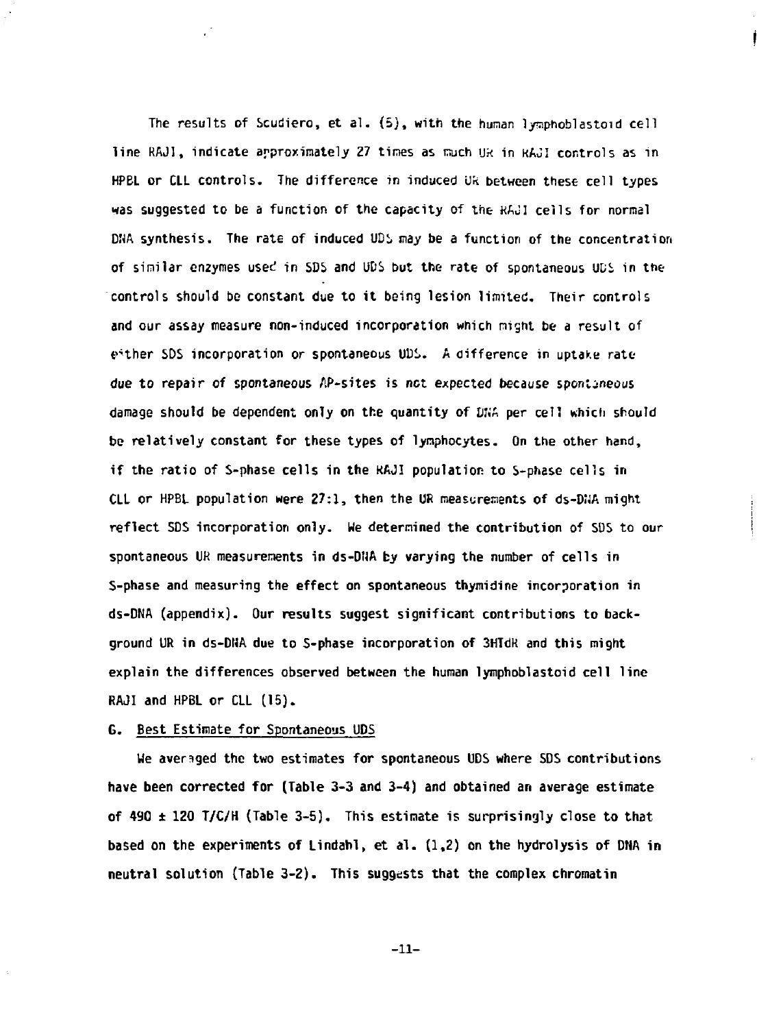The results of Scudiero, et al. (5), with the human lymphoblastoid cell line RAJI, indicate approximately 27 times as much UR in RAJI controls as in HPBL or CLL controls. The difference in induced UR between these cell types was suggested to be a function of the capacity of the RAJI cells for normal DNA synthesis. The rate of induced UDS may be a function of the concentration of similar enzymes used in SDS and UDS but the rate of spontaneous UDS in the controls should be constant due to it being lesion limited. Their controls and our assay measure non-induced incorporation which might be a result of either SDS incorporation or spontaneous UDS. A difference in uptake rate due to repair of spontaneous AP-sites is not expected because spontaneous damage should be dependent only on the quantity of DNA per cell which should be relatively constant for these types of lymphocytes. On the other hand, if the ratio of S-phase cells in the RAJI population to S-phase cells in CLL or HPBL population were 27:1, then the UR measurements of ds-DNA might reflect SDS incorporation only. We determined the contribution of SDS to our spontaneous UR measurements in ds-DNA by varying the number of cells in S-phase and measuring the effect on spontaneous thymidine incorporation in ds-DNA (appendix). Our results suggest significant contributions to background UR in ds-DNA due to S-phase incorporation of 3HTdR and this might explain the differences observed between the human lymphoblastoid cell line RAJI and HPBL or CLL (15).

## G. Best Estimate for Spontaneous UDS

We averaged the two estimates for spontaneous UDS where SDS contributions have been corrected for (Table 3-3 and 3-4) and obtained an average estimate of 490 ± 120 T/C/H (Table 3-5). This estimate is surprisingly close to that based on the experiments of Lindahl, et al. (1,2) on the hydrolysis of DNA in neutral solution (Table 3-2). This suggests that the complex chromatin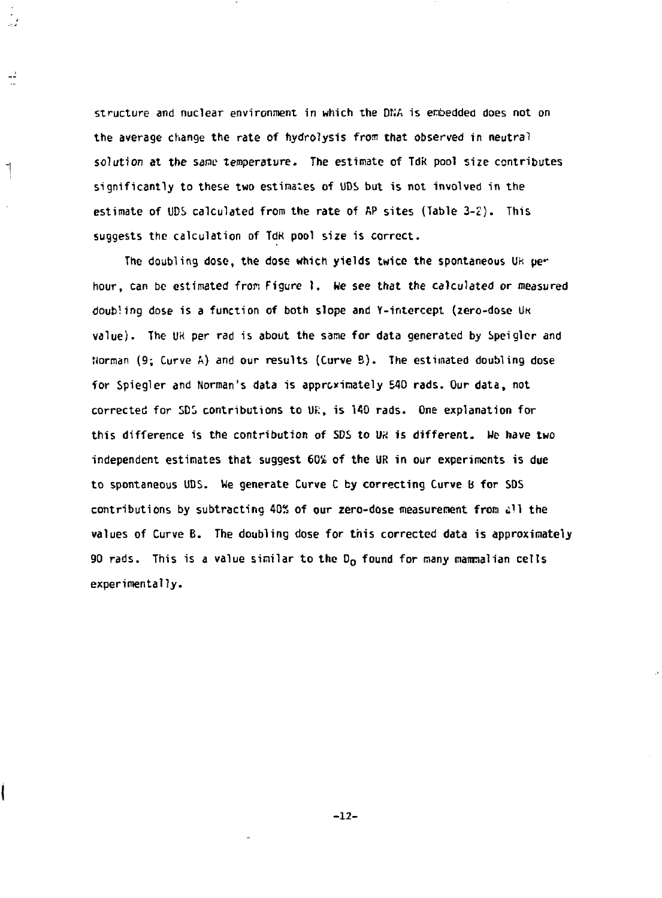structure and nuclear environment in which the DNA is embedded does not on the average change the rate of hydrolysis from that observed in neutral solution at the same temperature. The estimate of TdR pool size contributes significantly to these two estimates of UDS but is not involved in the estimate of UDS calculated from the rate of AP sites (Table 3-2). This suggests the calculation of TdR pool size is correct.

The doubling dose, the dose which yields twice the spontaneous UR per hour, can be estimated from Figure 1. We see that the calculated or measured doubling dose is a function of both slope and Y-intercept (zero-dose UR value). The UR per rad is about the same for data generated by Speigler and Norman (9; Curve A) and our results (Curve B). The estimated doubling dose for Spiegler and Norman's data is approximately 540 rads. Our data, not corrected for SDS contributions to UR, is 140 rads. One explanation for this difference is the contribution of SDS to UR is different. We have two independent estimates that suggest 60% of the UR in our experiments is due to spontaneous UDS. We generate Curve C by correcting Curve B for SDS contributions by subtracting 40% of our zero-dose measurement from all the values of Curve B. The doubling dose for this corrected data is approximately 90 rads. This is a value similar to the $D_0$ found for many mammalian cells experimentally.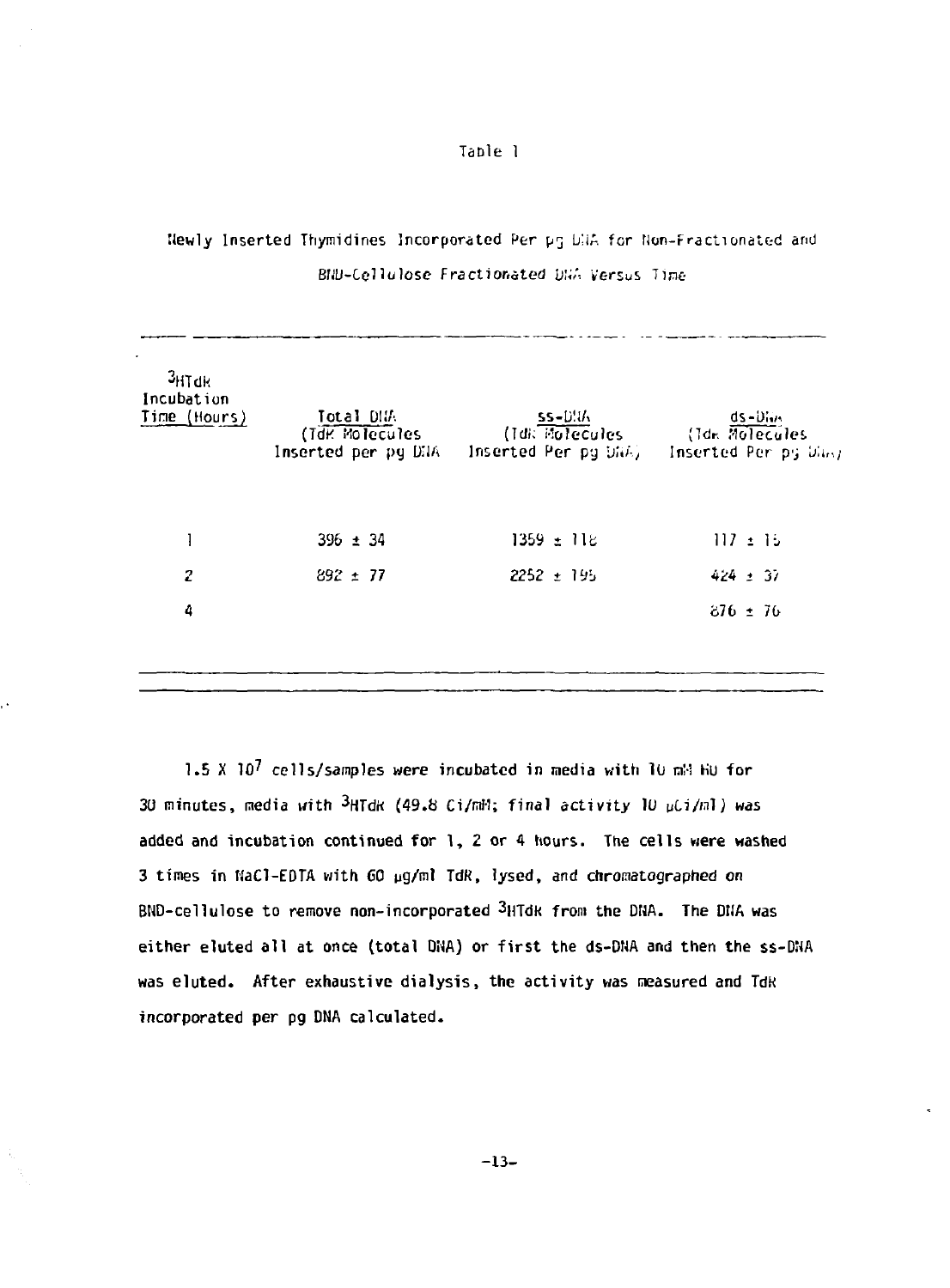Table 1

Newly Inserted Thymidines Incorporated Per pg DNA for Non-Fractionated and BND-Cellulose Fractionated DNA Versus Time

| $^3$HTdR Incubation Time (Hours) | Total DNA (TdR Molecules Inserted per pg DNA | ss-DNA (TdR Molecules Inserted Per pg DNA) | ds-DNA (TdR Molecules Inserted Per pg DNA) |
|---|---|---|---|
| 1 | 396 ± 34 | 1359 ± 118 | 117 ± 15 |
| 2 | 892 ± 77 | 2252 ± 195 | 424 ± 37 |
| 4 | | | 876 ± 76 |

$1.5 \times 10^7$ cells/samples were incubated in media with 10 mM HU for 30 minutes, media with $^3$HTdR (49.8 Ci/mM; final activity 10 µCi/ml) was added and incubation continued for 1, 2 or 4 hours. The cells were washed 3 times in NaCl-EDTA with 60 µg/ml TdR, lysed, and chromatographed on BND-cellulose to remove non-incorporated $^3$HTdR from the DNA. The DNA was either eluted all at once (total DNA) or first the ds-DNA and then the ss-DNA was eluted. After exhaustive dialysis, the activity was measured and TdR incorporated per pg DNA calculated.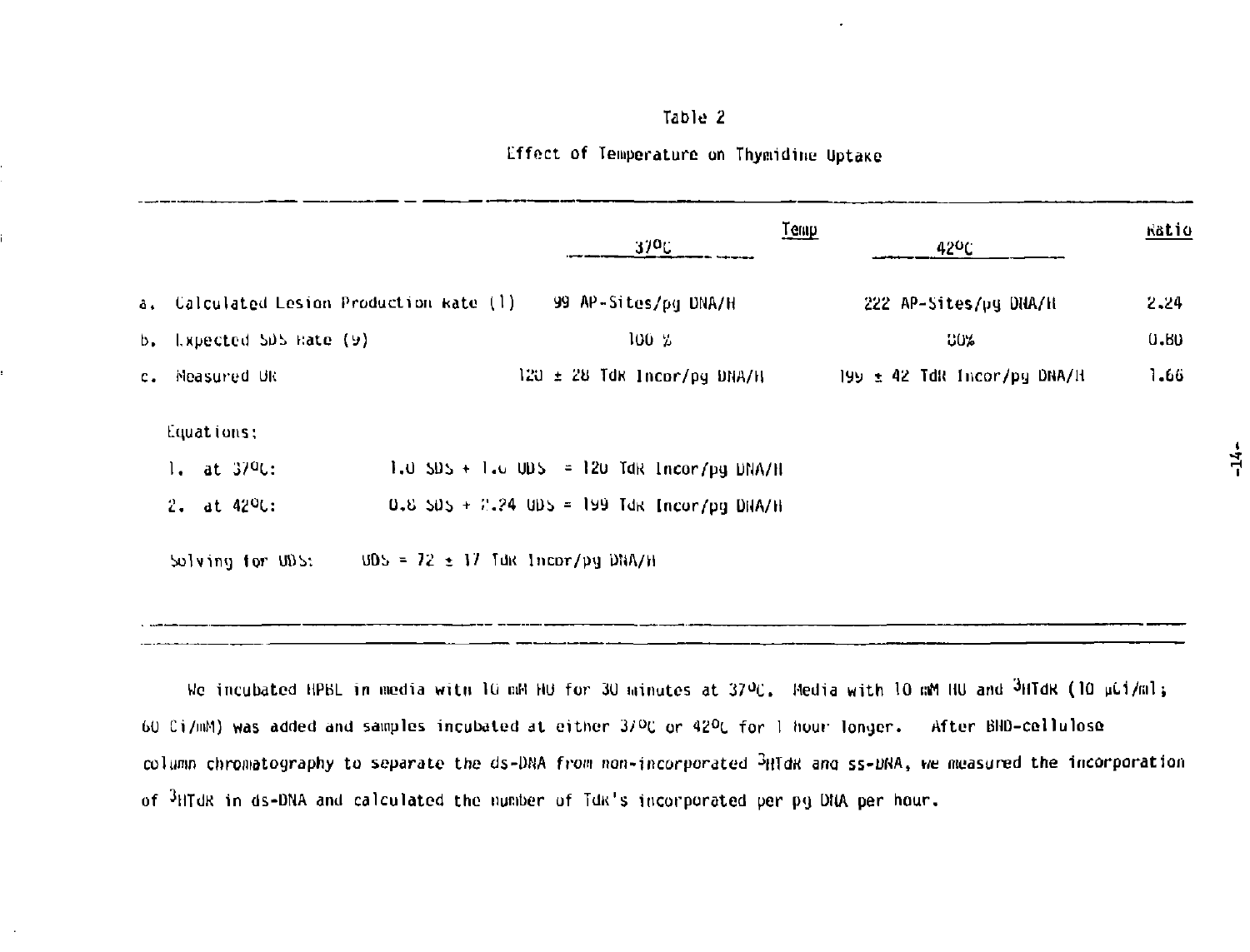Table 2

Effect of Temperature on Thymidine Uptake

| | Temp 37°C | 42°C | Ratio |
|---|---|---|---|
| a. Calculated Lesion Production Rate (1) | 99 AP-Sites/pg DNA/H | 222 AP-Sites/pg DNA/H | 2.24 |
| b. Expected SDS Rate (9) | 100 % | 80% | 0.80 |
| c. Measured UR | 120 ± 28 TdR Incor/pg DNA/H | 199 ± 42 TdR Incor/pg DNA/H | 1.66 |

Equations:

1. at 37°C: 1.0 SDS + 1.0 UDS = 120 TdR Incor/pg DNA/H
2. at 42°C: 0.8 SDS + 2.24 UDS = 199 TdR Incor/pg DNA/H

Solving for UDS: UDS = 72 ± 17 TdR Incor/pg DNA/H

We incubated HPBL in media with 10 mM HU for 30 minutes at 37°C. Media with 10 mM HU and $^3$HTdR (10 µCi/ml; 60 Ci/mM) was added and samples incubated at either 37°C or 42°C for 1 hour longer. After BND-cellulose column chromatography to separate the ds-DNA from non-incorporated $^3$HTdR and ss-DNA, we measured the incorporation of $^3$HTdR in ds-DNA and calculated the number of TdR's incorporated per pg DNA per hour.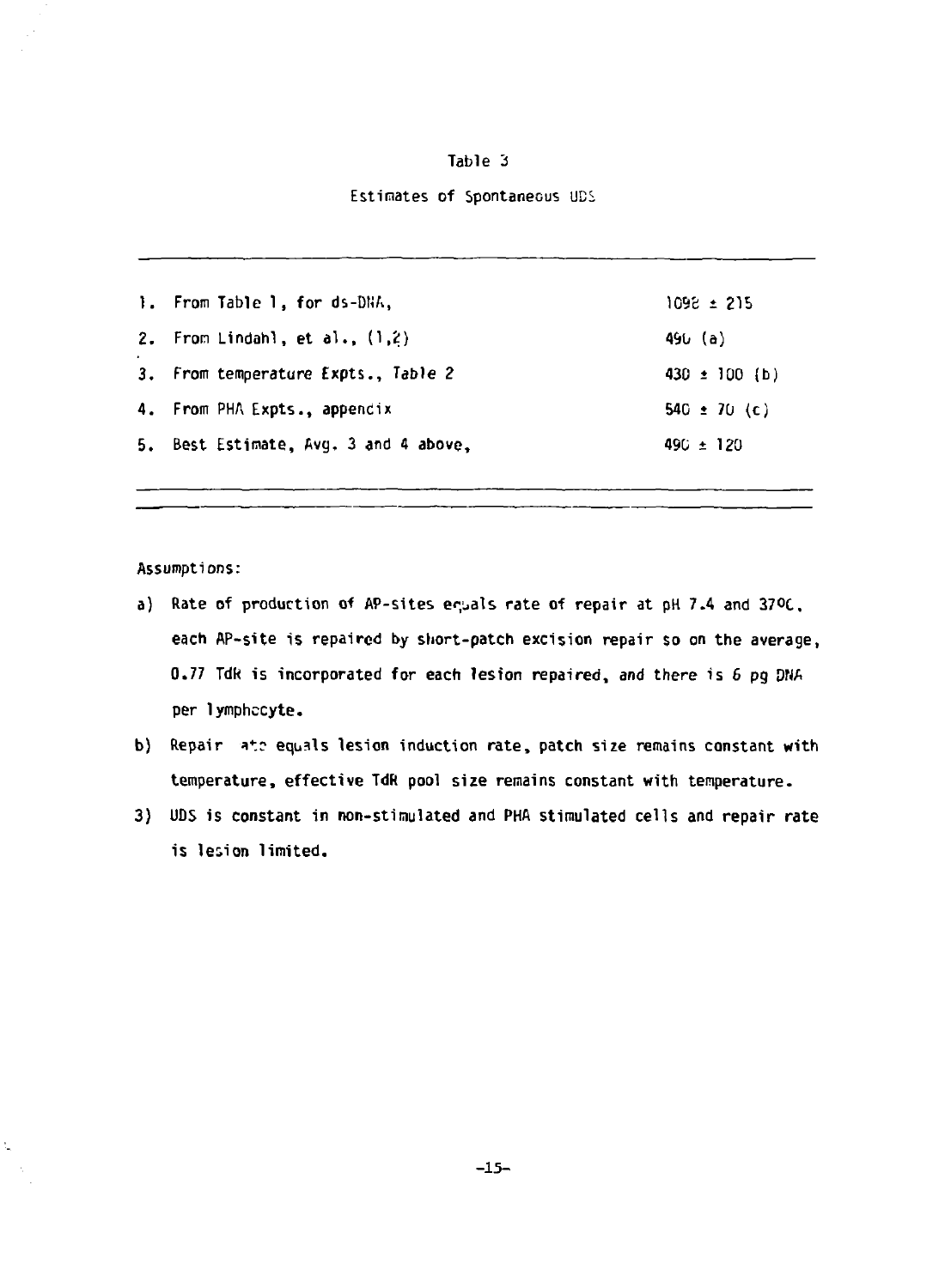Table 3

Estimates of Spontaneous UDS

| | |
|---|---|
| 1. From Table 1, for ds-DNA, | 1098 ± 215 |
| 2. From Lindahl, et al., (1,2) | 490 (a) |
| 3. From temperature Expts., Table 2 | 430 ± 100 (b) |
| 4. From PHA Expts., appendix | 540 ± 70 (c) |
| 5. Best Estimate, Avg. 3 and 4 above, | 490 ± 120 |

Assumptions:

a) Rate of production of AP-sites equals rate of repair at pH 7.4 and 37°C, each AP-site is repaired by short-patch excision repair so on the average, 0.77 TdR is incorporated for each lesion repaired, and there is 6 pg DNA per lymphocyte.

b) Repair rate equals lesion induction rate, patch size remains constant with temperature, effective TdR pool size remains constant with temperature.

3) UDS is constant in non-stimulated and PHA stimulated cells and repair rate is lesion limited.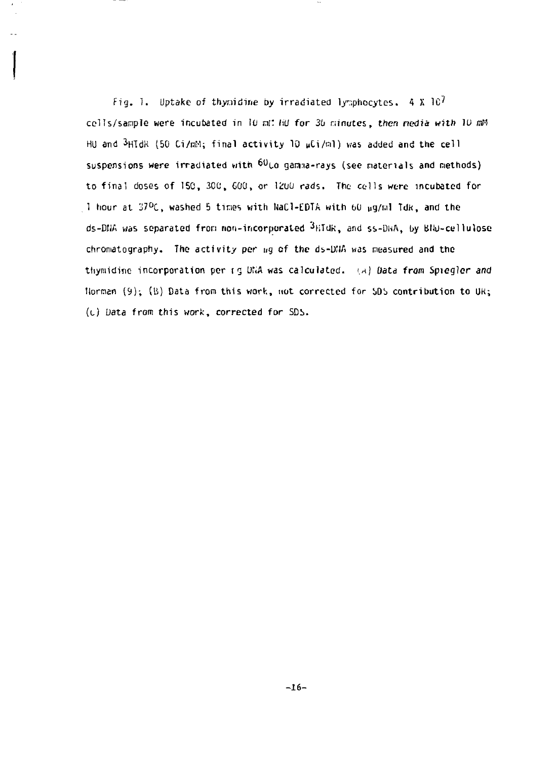Fig. 1. Uptake of thymidine by irradiated lymphocytes. $4 \times 10^7$ cells/sample were incubated in 10 mM HU for 30 minutes, then media with 10 mM HU and $^3$HTdR (50 Ci/mM; final activity 10 μCi/ml) was added and the cell suspensions were irradiated with $^{60}$Co gamma-rays (see materials and methods) to final doses of 150, 300, 600, or 1200 rads. The cells were incubated for 1 hour at 37°C, washed 5 times with NaCl-EDTA with 60 μg/ml TdR, and the ds-DNA was separated from non-incorporated $^3$HTdR, and ss-DNA, by BND-cellulose chromatography. The activity per μg of the ds-DNA was measured and the thymidine incorporation per μg DNA was calculated. (A) Data from Spiegler and Norman (9); (B) Data from this work, not corrected for SDS contribution to UR; (C) Data from this work, corrected for SDS.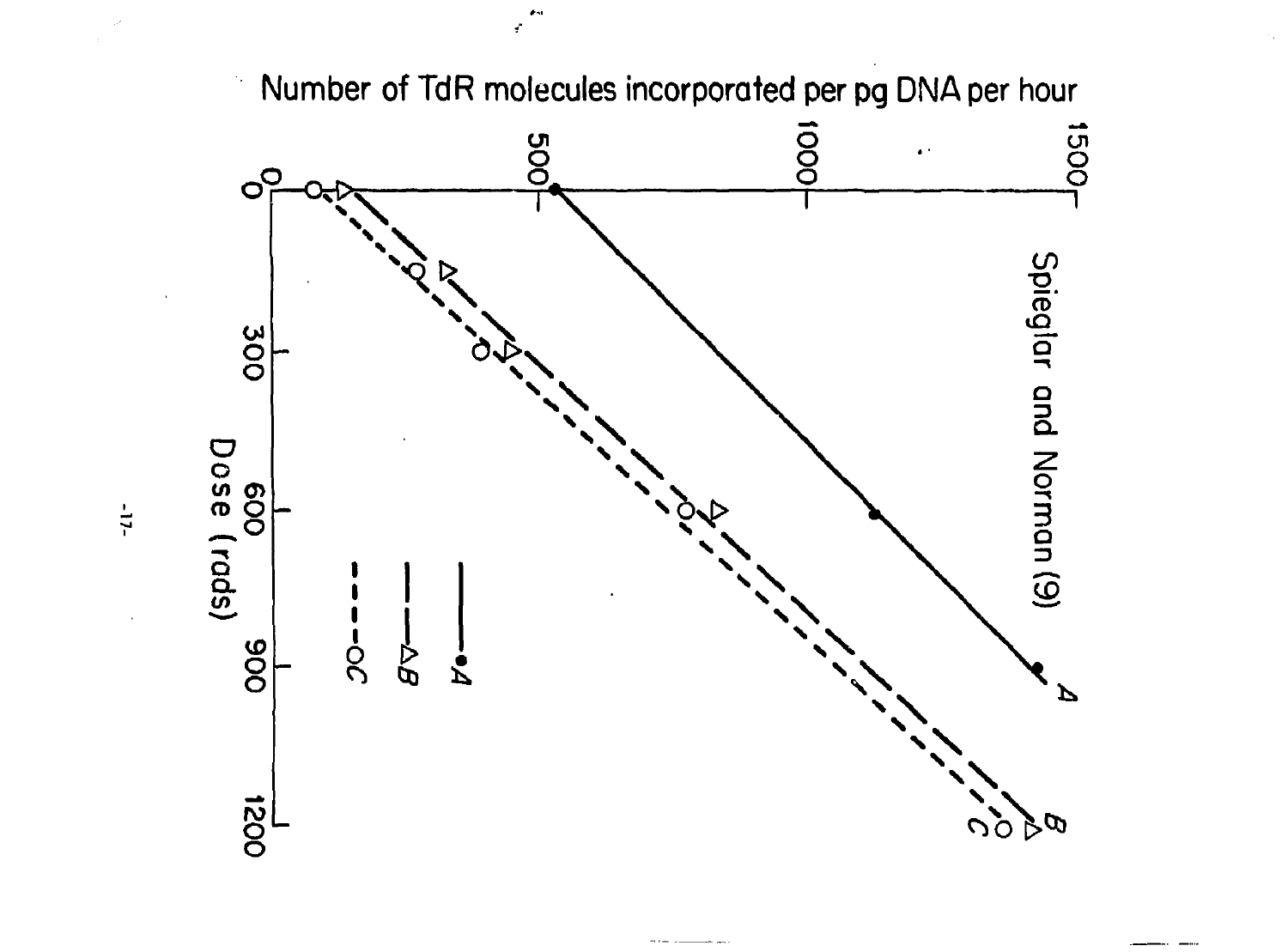Spieglar and Norman (9)

Number of TdR molecules incorporated per pg DNA per hour

Dose (rads)

A

B

C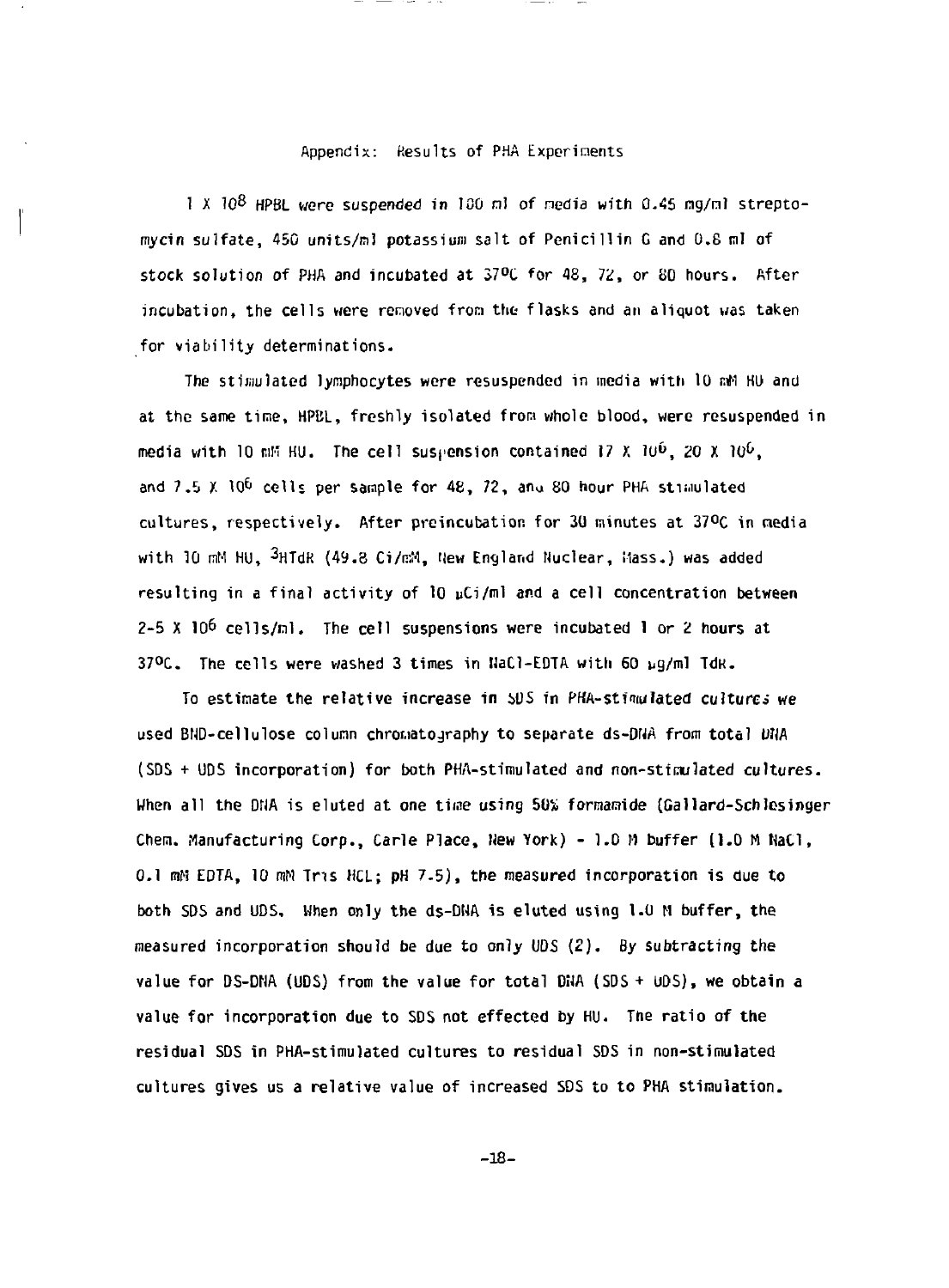## Appendix: Results of PHA Experiments

$1 \times 10^8$ HPBL were suspended in 100 ml of media with 0.45 mg/ml streptomycin sulfate, 450 units/ml potassium salt of Penicillin G and 0.8 ml of stock solution of PHA and incubated at 37°C for 48, 72, or 80 hours. After incubation, the cells were removed from the flasks and an aliquot was taken for viability determinations.

The stimulated lymphocytes were resuspended in media with 10 mM HU and at the same time, HPBL, freshly isolated from whole blood, were resuspended in media with 10 mM HU. The cell suspension contained $17 \times 10^6$, $20 \times 10^6$, and $7.5 \times 10^6$ cells per sample for 48, 72, and 80 hour PHA stimulated cultures, respectively. After preincubation for 30 minutes at 37°C in media with 10 mM HU, $^3$HTdR (49.8 Ci/mM, New England Nuclear, Mass.) was added resulting in a final activity of 10 µCi/ml and a cell concentration between $2\text{-}5 \times 10^6$ cells/ml. The cell suspensions were incubated 1 or 2 hours at 37°C. The cells were washed 3 times in NaCl-EDTA with 60 µg/ml TdR.

To estimate the relative increase in SDS in PHA-stimulated cultures we used BND-cellulose column chromatography to separate ds-DNA from total DNA (SDS + UDS incorporation) for both PHA-stimulated and non-stimulated cultures. When all the DNA is eluted at one time using 50% formamide (Gallard-Schlesinger Chem. Manufacturing Corp., Carle Place, New York) - 1.0 M buffer (1.0 M NaCl, 0.1 mM EDTA, 10 mM Tris HCL; pH 7.5), the measured incorporation is due to both SDS and UDS. When only the ds-DNA is eluted using 1.0 M buffer, the measured incorporation should be due to only UDS (2). By subtracting the value for DS-DNA (UDS) from the value for total DNA (SDS + UDS), we obtain a value for incorporation due to SDS not effected by HU. The ratio of the residual SDS in PHA-stimulated cultures to residual SDS in non-stimulated cultures gives us a relative value of increased SDS to to PHA stimulation.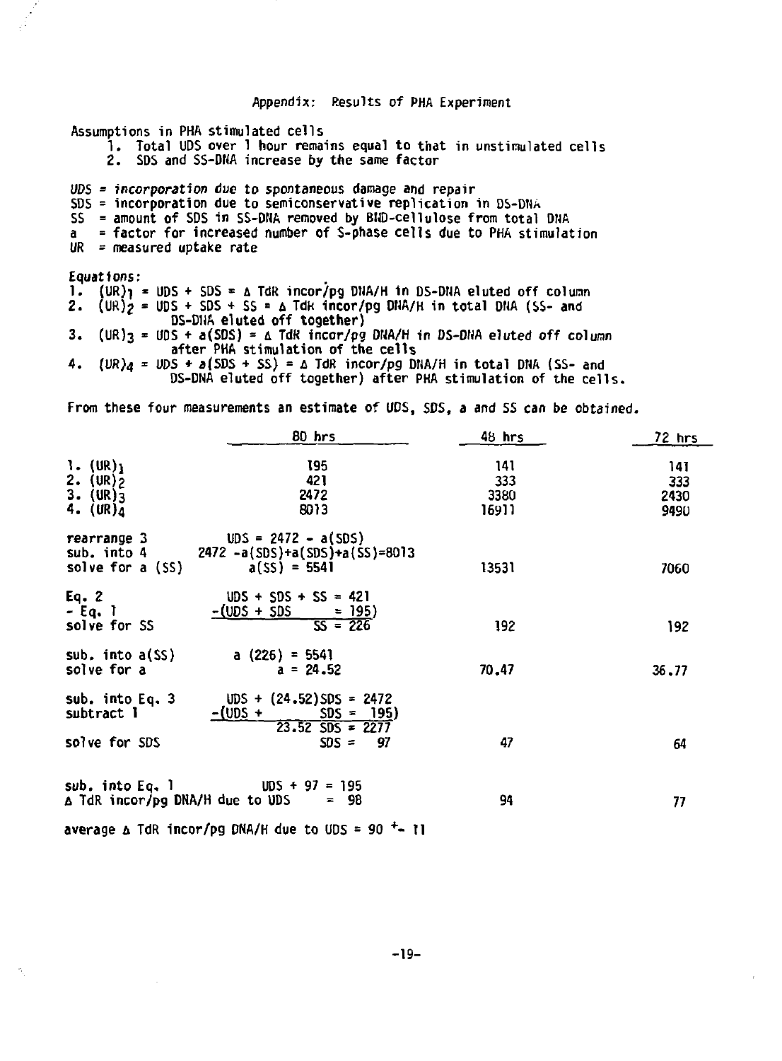## Appendix: Results of PHA Experiment

Assumptions in PHA stimulated cells

1. Total UDS over 1 hour remains equal to that in unstimulated cells
2. SDS and SS-DNA increase by the same factor

*UDS = incorporation due to spontaneous damage and repair*
SDS = incorporation due to semiconservative replication in DS-DNA
SS = amount of SDS in SS-DNA removed by BND-cellulose from total DNA
a = factor for increased number of S-phase cells due to PHA stimulation
UR = measured uptake rate

*Equations:*

1. $(UR)_1 = UDS + SDS = \Delta$ TdR incor/pg DNA/H in DS-DNA eluted off column
2. $(UR)_2 = UDS + SDS + SS = \Delta$ TdR incor/pg DNA/H in total DNA (SS- and DS-DNA eluted off together)
3. $(UR)_3 = UDS + a(SDS) = \Delta$ TdR incor/pg DNA/H in DS-DNA eluted off column after PHA stimulation of the cells
4. $(UR)_4 = UDS + a(SDS + SS) = \Delta$ TdR incor/pg DNA/H in total DNA (SS- and DS-DNA eluted off together) after PHA stimulation of the cells.

From these four measurements an estimate of UDS, SDS, a and SS can be obtained.

| | 80 hrs | 48 hrs | 72 hrs |
|---|---|---|---|
| 1. $(UR)_1$ | 195 | 141 | 141 |
| 2. $(UR)_2$ | 421 | 333 | 333 |
| 3. $(UR)_3$ | 2472 | 3380 | 2430 |
| 4. $(UR)_4$ | 8013 | 16911 | 9490 |
| rearrange 3 | $UDS = 2472 - a(SDS)$ | | |
| sub. into 4 | $2472 - a(SDS) + a(SDS) + a(SS) = 8013$ | | |
| solve for a (SS) | $a(SS) = 5541$ | 13531 | 7060 |
| Eq. 2 | $UDS + SDS + SS = 421$ | | |
| - Eq. 1 | $-(UDS + SDS = 195)$ | | |
| solve for SS | $SS = 226$ | 192 | 192 |
| sub. into a(SS) | $a(226) = 5541$ | | |
| solve for a | $a = 24.52$ | 70.47 | 36.77 |
| sub. into Eq. 3 | $UDS + (24.52)SDS = 2472$ | | |
| subtract 1 | $-(UDS + SDS = 195)$ | | |
| | $23.52\ SDS = 2277$ | | |
| solve for SDS | $SDS = 97$ | 47 | 64 |
| sub. into Eq. 1 | $UDS + 97 = 195$ | | |
| $\Delta$ TdR incor/pg DNA/H due to UDS | $= 98$ | 94 | 77 |

average $\Delta$ TdR incor/pg DNA/H due to UDS = $90 \pm 11$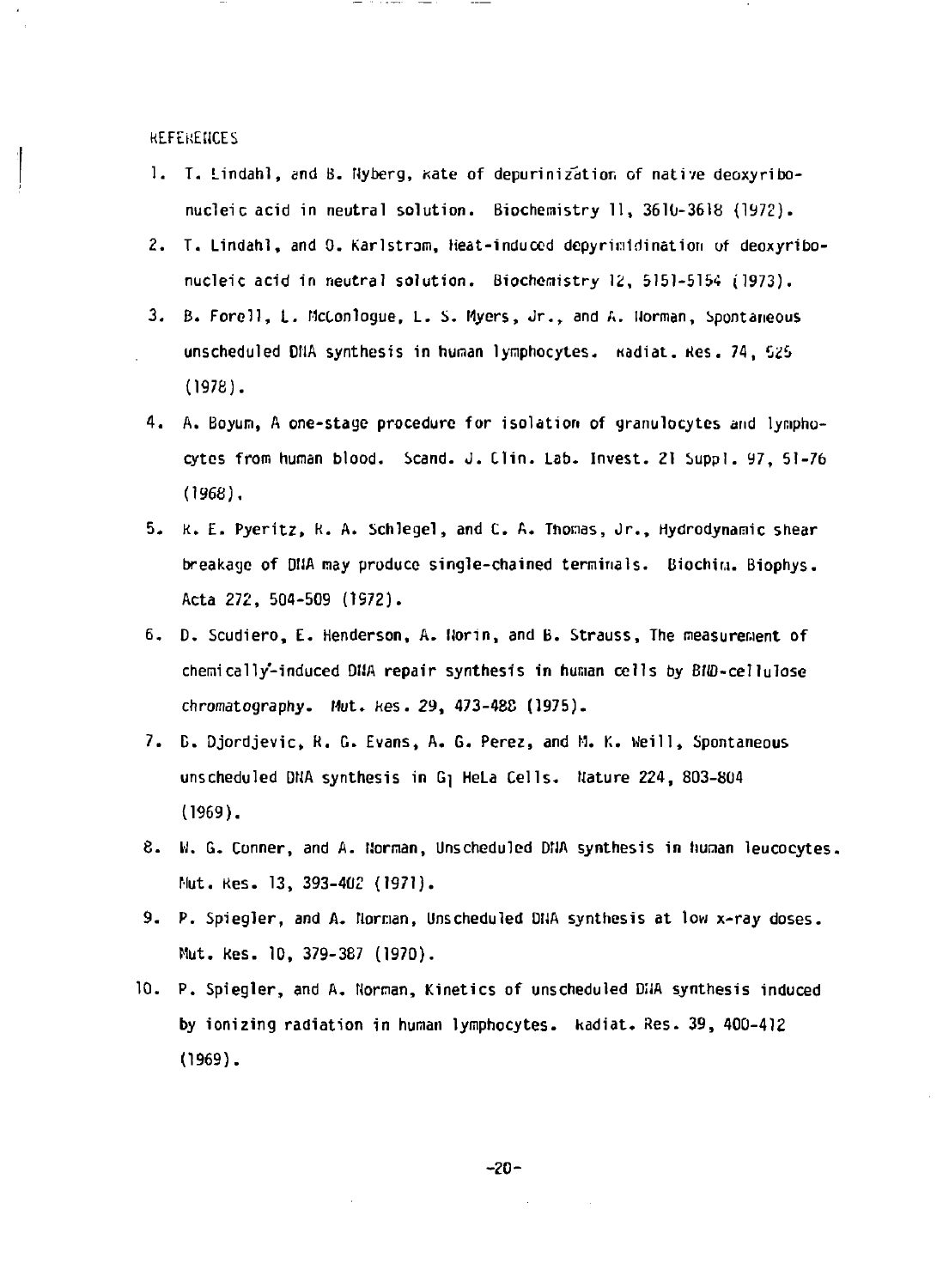REFERENCES

1. T. Lindahl, and B. Nyberg, Rate of depurinization of native deoxyribonucleic acid in neutral solution. Biochemistry 11, 3610-3618 (1972).
2. T. Lindahl, and O. Karlstrom, Heat-induced depyrimidination of deoxyribonucleic acid in neutral solution. Biochemistry 12, 5151-5154 (1973).
3. B. Forell, L. McConlogue, L. S. Myers, Jr., and A. Norman, Spontaneous unscheduled DNA synthesis in human lymphocytes. Radiat. Res. 74, 525 (1978).
4. A. Boyum, A one-stage procedure for isolation of granulocytes and lymphocytes from human blood. Scand. J. Clin. Lab. Invest. 21 Suppl. 97, 51-76 (1968).
5. R. E. Pyeritz, R. A. Schlegel, and C. A. Thomas, Jr., Hydrodynamic shear breakage of DNA may produce single-chained terminals. Biochim. Biophys. Acta 272, 504-509 (1972).
6. D. Scudiero, E. Henderson, A. Norin, and B. Strauss, The measurement of chemically-induced DNA repair synthesis in human cells by BND-cellulose chromatography. Mut. Res. 29, 473-488 (1975).
7. B. Djordjevic, R. G. Evans, A. G. Perez, and M. K. Weill, Spontaneous unscheduled DNA synthesis in $G_1$ HeLa Cells. Nature 224, 803-804 (1969).
8. W. G. Conner, and A. Norman, Unscheduled DNA synthesis in human leucocytes. Mut. Res. 13, 393-402 (1971).
9. P. Spiegler, and A. Norman, Unscheduled DNA synthesis at low x-ray doses. Mut. Res. 10, 379-387 (1970).
10. P. Spiegler, and A. Norman, Kinetics of unscheduled DNA synthesis induced by ionizing radiation in human lymphocytes. Radiat. Res. 39, 400-412 (1969).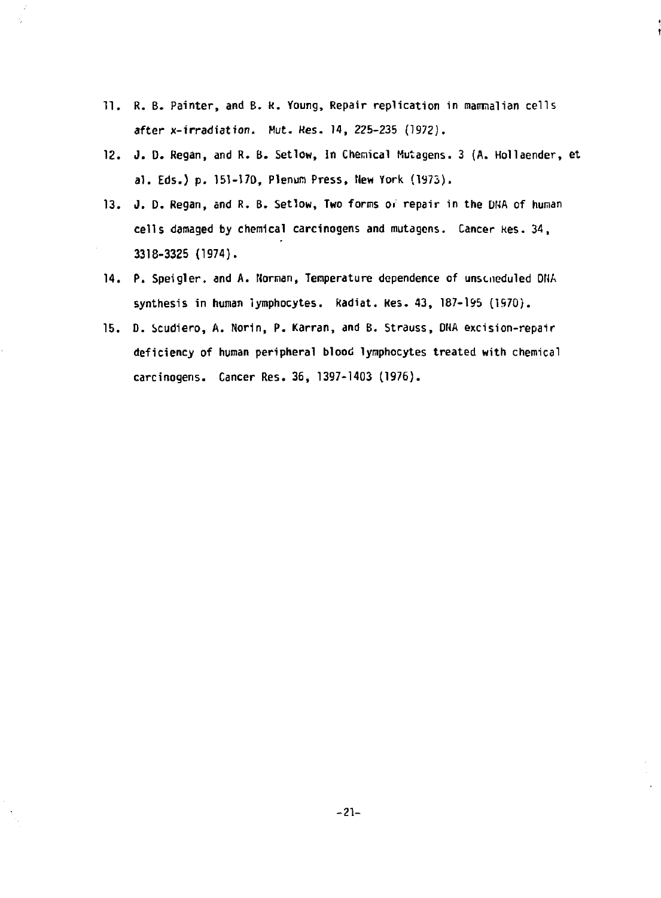11. R. B. Painter, and B. R. Young, Repair replication in mammalian cells after x-irradiation. Mut. Res. 14, 225-235 (1972).
12. J. D. Regan, and R. B. Setlow, In Chemical Mutagens. 3 (A. Hollaender, et al. Eds.) p. 151-170, Plenum Press, New York (1973).
13. J. D. Regan, and R. B. Setlow, Two forms of repair in the DNA of human cells damaged by chemical carcinogens and mutagens. Cancer Res. 34, 3318-3325 (1974).
14. P. Speigler, and A. Norman, Temperature dependence of unscheduled DNA synthesis in human lymphocytes. Radiat. Res. 43, 187-195 (1970).
15. D. Scudiero, A. Norin, P. Karran, and B. Strauss, DNA excision-repair deficiency of human peripheral blood lymphocytes treated with chemical carcinogens. Cancer Res. 36, 1397-1403 (1976).